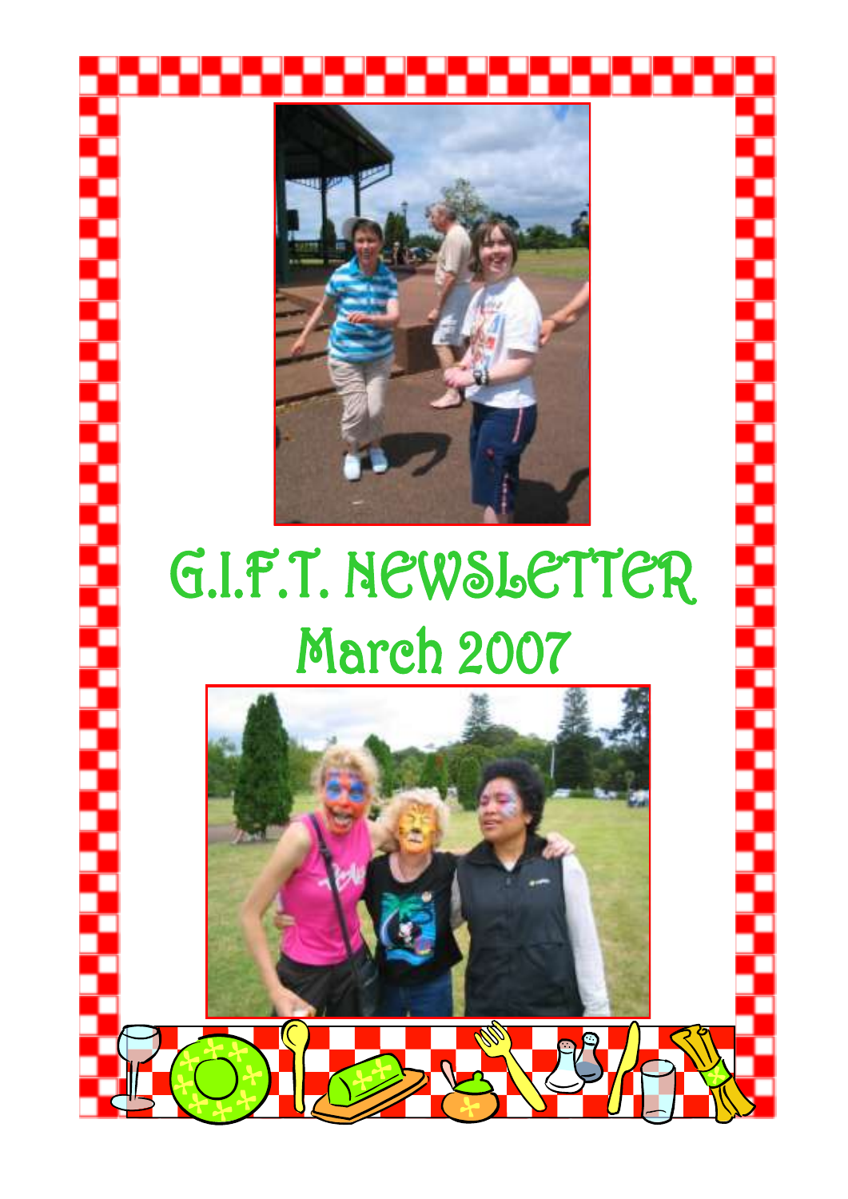# G.I.F.T. NEWSLETTER

## March 2007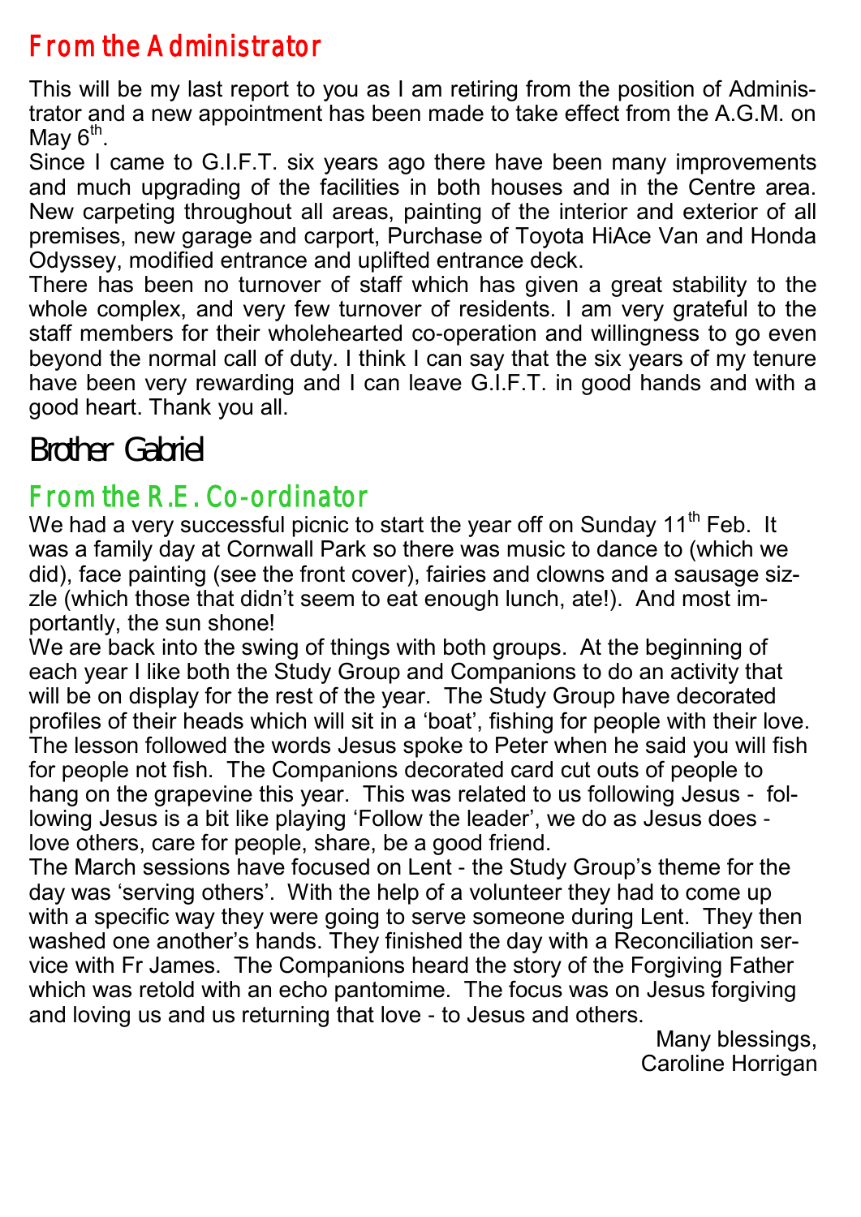## From the Administrator

This will be my last report to you as I am retiring from the position of Administrator and a new appointment has been made to take effect from the A.G.M. on May 6th.

Since I came to G.I.F.T. six years ago there have been many improvements and much upgrading of the facilities in both houses and in the Centre area. New carpeting throughout all areas, painting of the interior and exterior of all premises, new garage and carport, Purchase of Toyota HiAce Van and Honda Odyssey, modified entrance and uplifted entrance deck.

There has been no turnover of staff which has given a great stability to the whole complex, and very few turnover of residents. I am very grateful to the staff members for their wholehearted co-operation and willingness to go even beyond the normal call of duty. I think I can say that the six years of my tenure have been very rewarding and I can leave G.I.F.T. in good hands and with a good heart. Thank you all.

Brother Gabriel

## From the R.E. Co-ordinator

We had a very successful picnic to start the year off on Sunday 11th Feb. It was a family day at Cornwall Park so there was music to dance to (which we did), face painting (see the front cover), fairies and clowns and a sausage sizzle (which those that didn't seem to eat enough lunch, ate!). And most importantly, the sun shone!

We are back into the swing of things with both groups. At the beginning of each year I like both the Study Group and Companions to do an activity that will be on display for the rest of the year. The Study Group have decorated profiles of their heads which will sit in a 'boat', fishing for people with their love. The lesson followed the words Jesus spoke to Peter when he said you will fish for people not fish. The Companions decorated card cut outs of people to hang on the grapevine this year. This was related to us following Jesus - following Jesus is a bit like playing 'Follow the leader', we do as Jesus does - love others, care for people, share, be a good friend.

The March sessions have focused on Lent - the Study Group's theme for the day was 'serving others'. With the help of a volunteer they had to come up with a specific way they were going to serve someone during Lent. They then washed one another's hands. They finished the day with a Reconciliation service with Fr James. The Companions heard the story of the Forgiving Father which was retold with an echo pantomime. The focus was on Jesus forgiving and loving us and us returning that love - to Jesus and others.

Many blessings,
Caroline Horrigan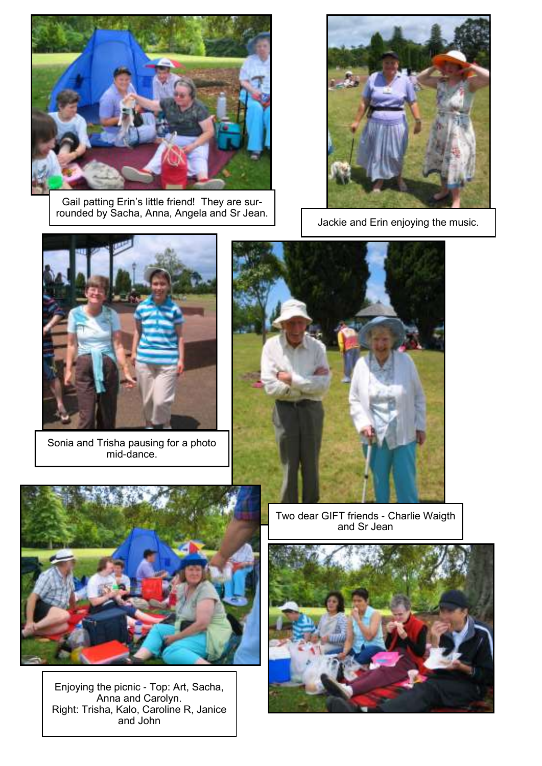Gail patting Erin's little friend! They are surrounded by Sacha, Anna, Angela and Sr Jean.

Jackie and Erin enjoying the music.

Sonia and Trisha pausing for a photo mid-dance.

Two dear GIFT friends - Charlie Waigth and Sr Jean

Enjoying the picnic - Top: Art, Sacha, Anna and Carolyn.
Right: Trisha, Kalo, Caroline R, Janice and John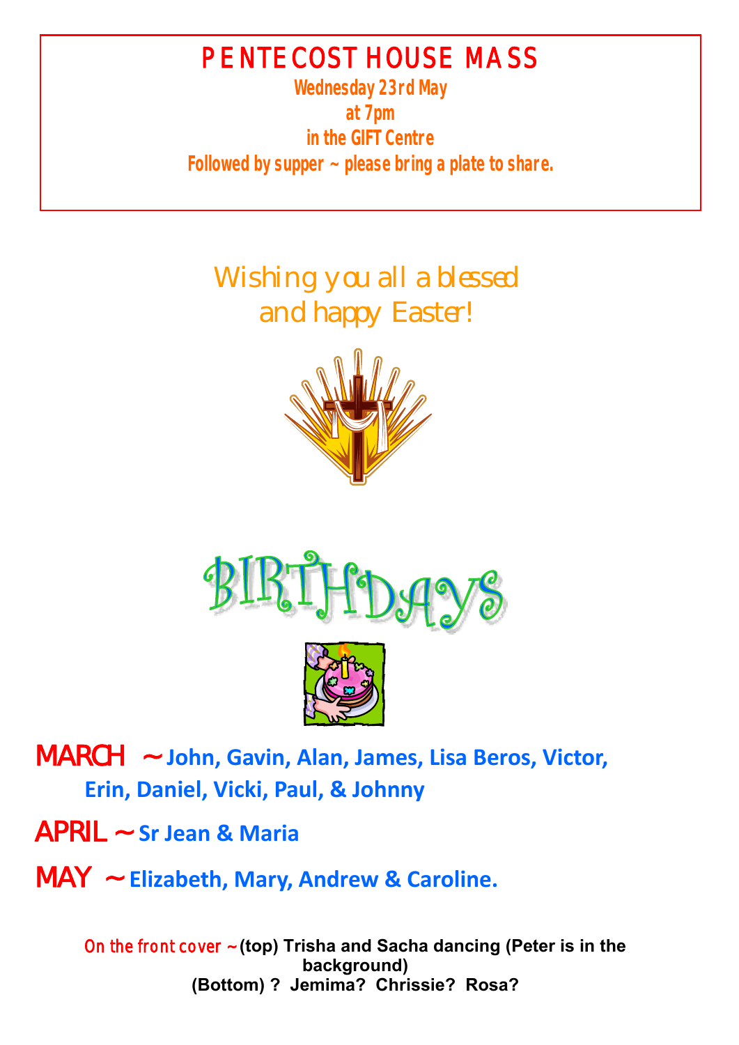# PENTECOST HOUSE MASS

**Wednesday 23rd May**
**at 7pm**
**in the GIFT Centre**
**Followed by supper ~ please bring a plate to share.**

Wishing you all a blessed
and happy Easter!

## BIRTHDAYS

**MARCH** ~ **John, Gavin, Alan, James, Lisa Beros, Victor, Erin, Daniel, Vicki, Paul, & Johnny**

**APRIL** ~ **Sr Jean & Maria**

**MAY** ~ **Elizabeth, Mary, Andrew & Caroline.**

On the front cover ~ **(top) Trisha and Sacha dancing (Peter is in the background)**
**(Bottom) ? Jemima? Chrissie? Rosa?**